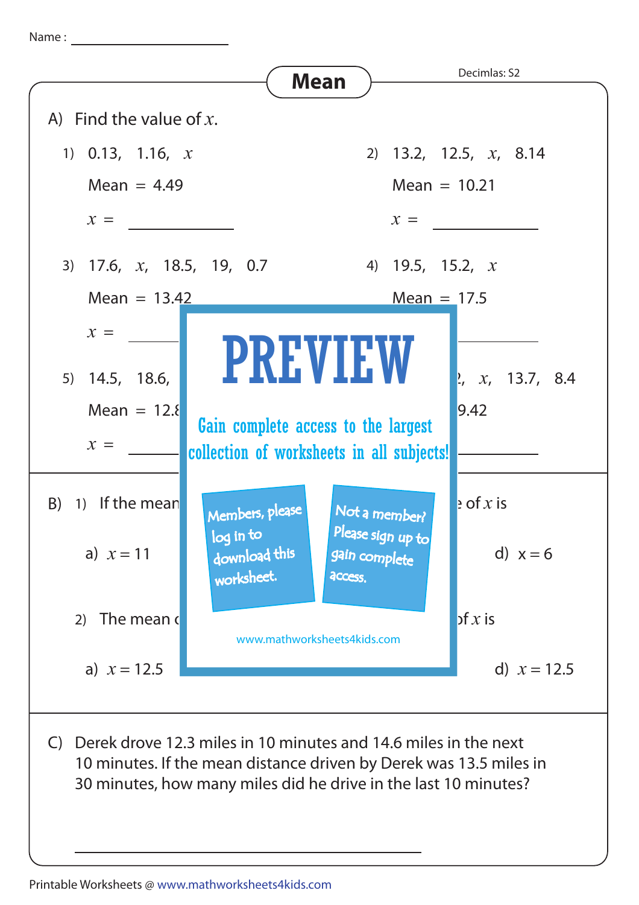Name : ____________________

# Mean

Decimlas: S2

## A) Find the value of $x$.

1) 0.13, 1.16, $x$

Mean = 4.49

$x$ = ____________

2) 13.2, 12.5, $x$, 8.14

Mean = 10.21

$x$ = ____________

3) 17.6, $x$, 18.5, 19, 0.7

Mean = 13.42

$x$ = ____________

4) 19.5, 15.2, $x$

Mean = 17.5

5) 14.5, 18.6,

Mean = 12.8

$x$ = ____________

2, $x$, 13.7, 8.4

9.42

PREVIEW

Gain complete access to the largest collection of worksheets in all subjects!

Members, please log in to download this worksheet.

Not a member? Please sign up to gain complete access.

www.mathworksheets4kids.com

## B)

1) If the mean … of $x$ is

a) $x = 11$ … d) $x = 6$

2) The mean … of $x$ is

a) $x = 12.5$ … d) $x = 12.5$

## C)

Derek drove 12.3 miles in 10 minutes and 14.6 miles in the next 10 minutes. If the mean distance driven by Derek was 13.5 miles in 30 minutes, how many miles did he drive in the last 10 minutes?

______________________________

Printable Worksheets @ www.mathworksheets4kids.com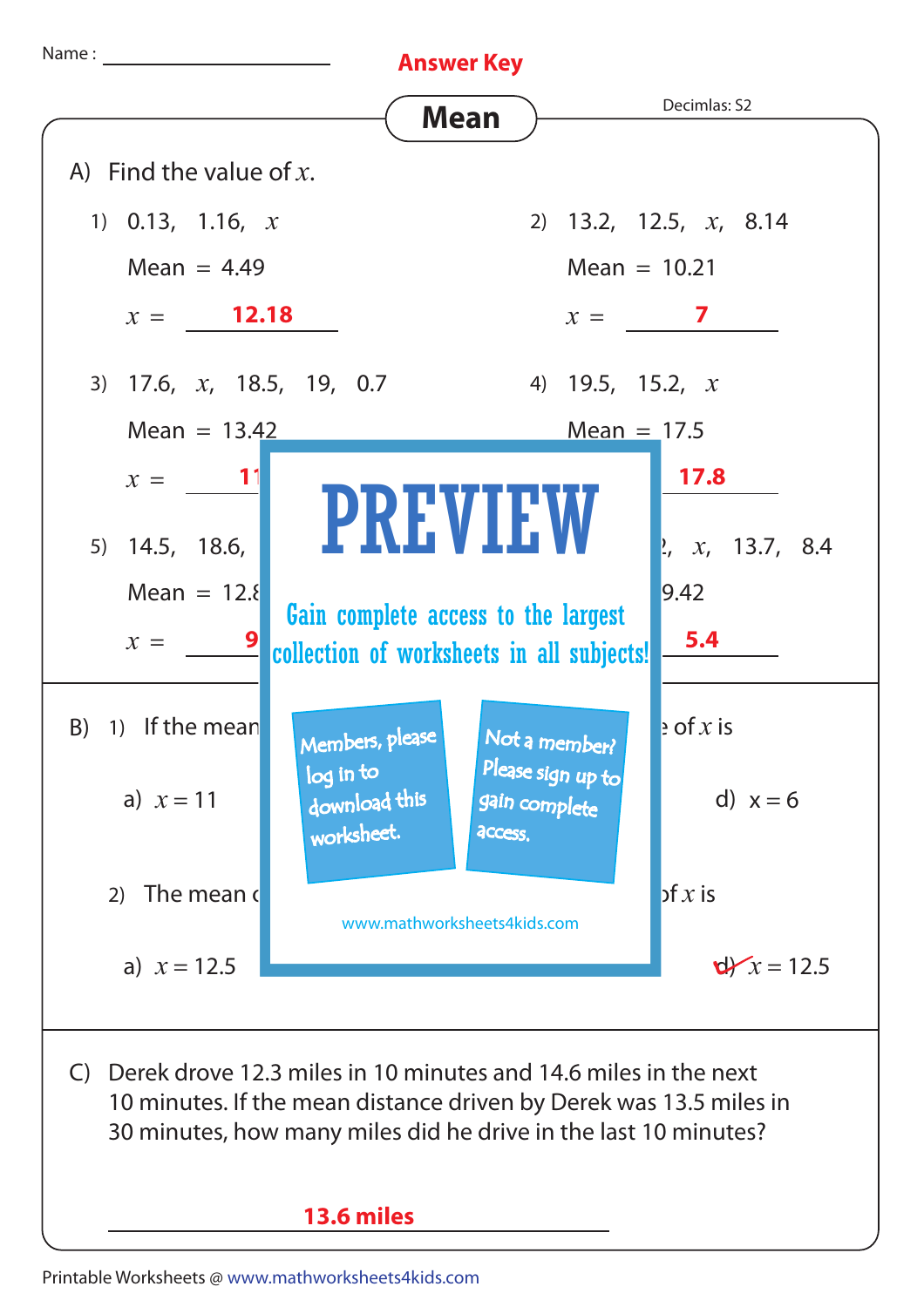Name : ____________________

**Answer Key**

# Mean

Decimlas: S2

A) Find the value of $x$.

1) 0.13, 1.16, $x$

Mean = 4.49

$x$ = **12.18**

2) 13.2, 12.5, $x$, 8.14

Mean = 10.21

$x$ = **7**

3) 17.6, $x$, 18.5, 19, 0.7

Mean = 13.42

$x$ = **11**

4) 19.5, 15.2, $x$

Mean = 17.5

$x$ = **17.8**

5) 14.5, 18.6,

Mean = 12.8

$x$ = **9**

6) , $x$, 13.7, 8.4

9.42

$x$ = **5.4**

PREVIEW

Gain complete access to the largest collection of worksheets in all subjects!

Members, please log in to download this worksheet.

Not a member? Please sign up to gain complete access.

www.mathworksheets4kids.com

B) 1) If the mean ... of $x$ is

a) $x = 11$

d) x = 6

2) The mean ... of $x$ is

a) $x = 12.5$

d) $x = 12.5$

C) Derek drove 12.3 miles in 10 minutes and 14.6 miles in the next 10 minutes. If the mean distance driven by Derek was 13.5 miles in 30 minutes, how many miles did he drive in the last 10 minutes?

**13.6 miles**